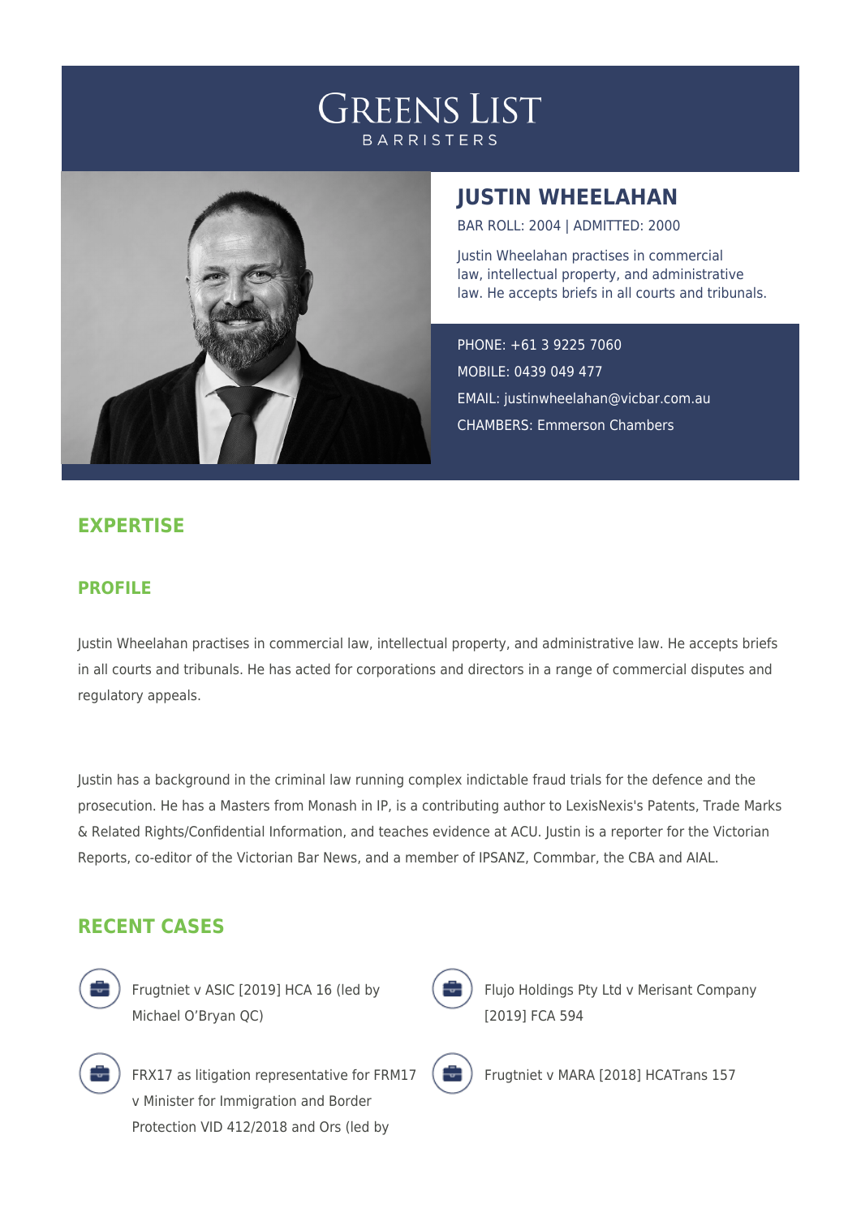# GREENS LIST
BARRISTERS

## JUSTIN WHEELAHAN

BAR ROLL: 2004 | ADMITTED: 2000

Justin Wheelahan practises in commercial law, intellectual property, and administrative law. He accepts briefs in all courts and tribunals.

PHONE: +61 3 9225 7060

MOBILE: 0439 049 477

EMAIL: justinwheelahan@vicbar.com.au

CHAMBERS: Emmerson Chambers

## EXPERTISE

### PROFILE

Justin Wheelahan practises in commercial law, intellectual property, and administrative law. He accepts briefs in all courts and tribunals. He has acted for corporations and directors in a range of commercial disputes and regulatory appeals.

Justin has a background in the criminal law running complex indictable fraud trials for the defence and the prosecution. He has a Masters from Monash in IP, is a contributing author to LexisNexis's Patents, Trade Marks & Related Rights/Confidential Information, and teaches evidence at ACU. Justin is a reporter for the Victorian Reports, co-editor of the Victorian Bar News, and a member of IPSANZ, Commbar, the CBA and AIAL.

## RECENT CASES

- Frugtniet v ASIC [2019] HCA 16 (led by Michael O'Bryan QC)
- Flujo Holdings Pty Ltd v Merisant Company [2019] FCA 594
- FRX17 as litigation representative for FRM17 v Minister for Immigration and Border Protection VID 412/2018 and Ors (led by
- Frugtniet v MARA [2018] HCATrans 157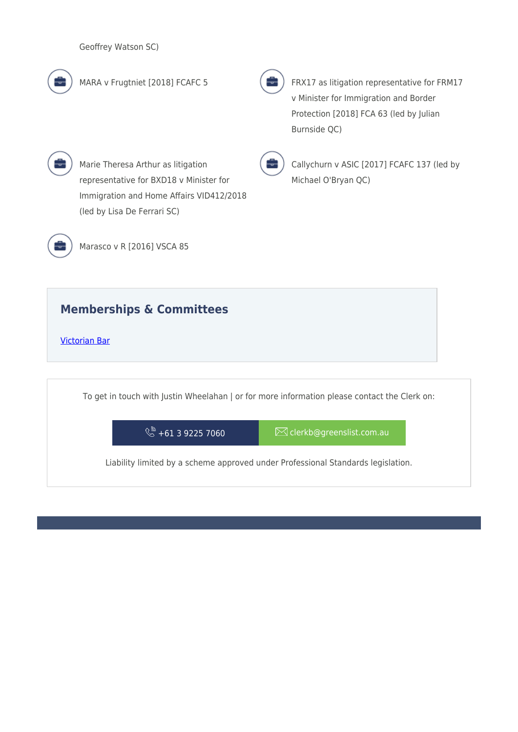Geoffrey Watson SC)

- MARA v Frugtniet [2018] FCAFC 5
- FRX17 as litigation representative for FRM17 v Minister for Immigration and Border Protection [2018] FCA 63 (led by Julian Burnside QC)
- Marie Theresa Arthur as litigation representative for BXD18 v Minister for Immigration and Home Affairs VID412/2018 (led by Lisa De Ferrari SC)
- Callychurn v ASIC [2017] FCAFC 137 (led by Michael O'Bryan QC)
- Marasco v R [2016] VSCA 85

## Memberships & Committees

Victorian Bar

To get in touch with Justin Wheelahan | or for more information please contact the Clerk on:

+61 3 9225 7060

clerkb@greenslist.com.au

Liability limited by a scheme approved under Professional Standards legislation.